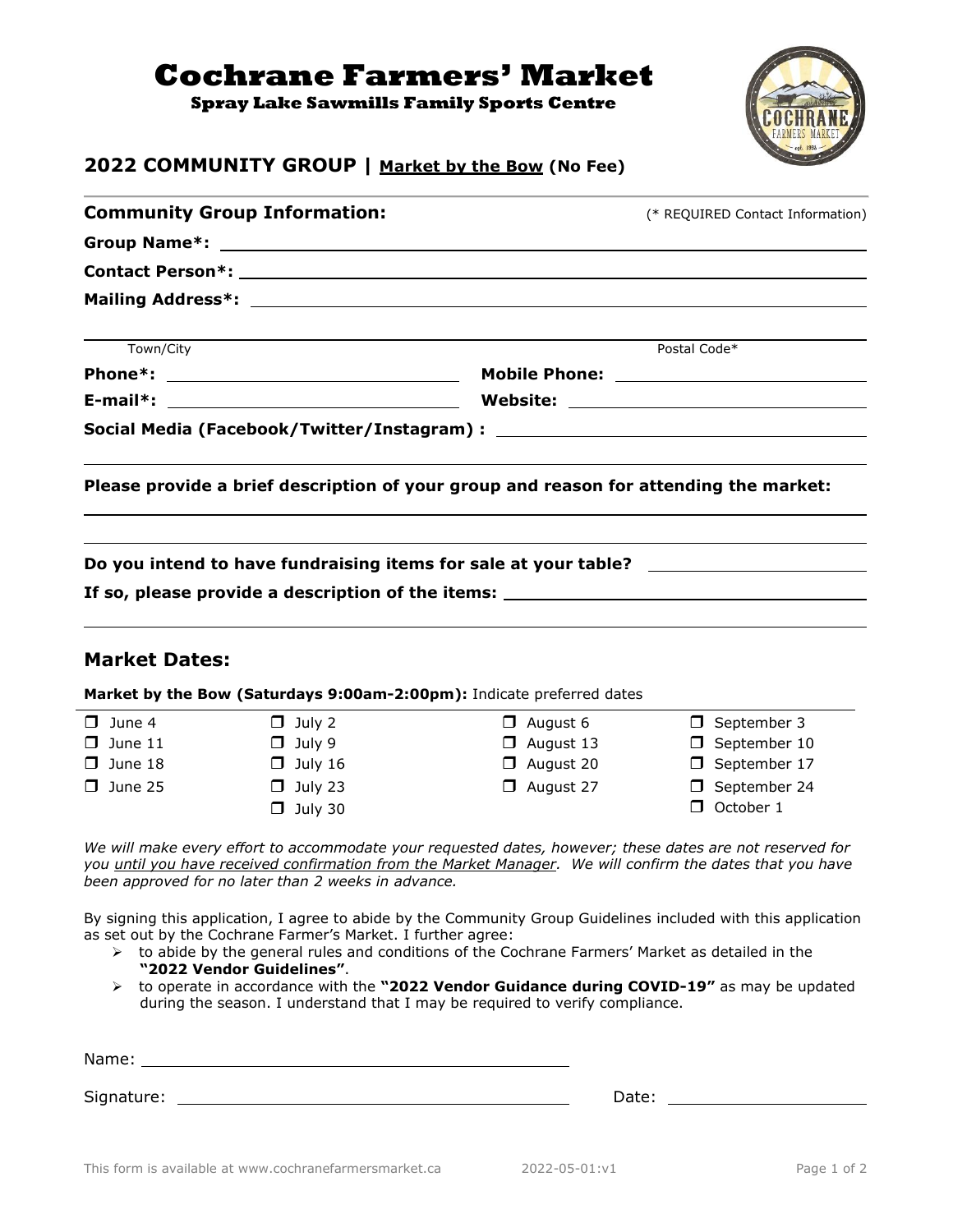# Cochrane Farmers' Market

**Spray Lake Sawmills Family Sports Centre**

## 2022 COMMUNITY GROUP | Market by the Bow (No Fee)

**Community Group Information:** (* REQUIRED Contact Information)

**Group Name*:** ____________________

**Contact Person*:** ____________________

**Mailing Address*:** ____________________

Town/City ____________________ Postal Code* ____________________

**Phone*:** ____________________ **Mobile Phone:** ____________________

**E-mail*:** ____________________ **Website:** ____________________

**Social Media (Facebook/Twitter/Instagram) :** ____________________

**Please provide a brief description of your group and reason for attending the market:**

____________________

**Do you intend to have fundraising items for sale at your table?** ____________________

**If so, please provide a description of the items:** ____________________

## Market Dates:

**Market by the Bow (Saturdays 9:00am-2:00pm):** Indicate preferred dates

- ☐ June 4
- ☐ June 11
- ☐ June 18
- ☐ June 25
- ☐ July 2
- ☐ July 9
- ☐ July 16
- ☐ July 23
- ☐ July 30
- ☐ August 6
- ☐ August 13
- ☐ August 20
- ☐ August 27
- ☐ September 3
- ☐ September 10
- ☐ September 17
- ☐ September 24
- ☐ October 1

*We will make every effort to accommodate your requested dates, however; these dates are not reserved for you until you have received confirmation from the Market Manager. We will confirm the dates that you have been approved for no later than 2 weeks in advance.*

By signing this application, I agree to abide by the Community Group Guidelines included with this application as set out by the Cochrane Farmer's Market. I further agree:

- to abide by the general rules and conditions of the Cochrane Farmers' Market as detailed in the **"2022 Vendor Guidelines"**.
- to operate in accordance with the **"2022 Vendor Guidance during COVID-19"** as may be updated during the season. I understand that I may be required to verify compliance.

Name: ____________________

Signature: ____________________ Date: ____________________

This form is available at www.cochranefarmersmarket.ca 2022-05-01:v1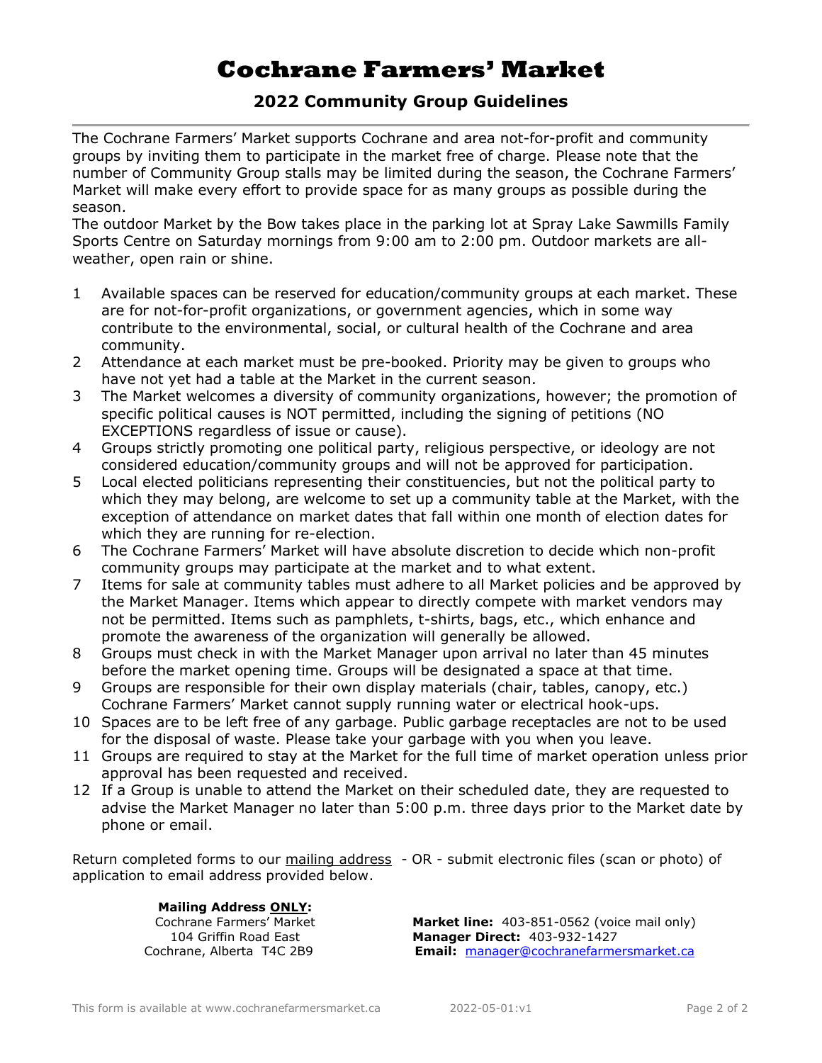# Cochrane Farmers' Market

## 2022 Community Group Guidelines

The Cochrane Farmers' Market supports Cochrane and area not-for-profit and community groups by inviting them to participate in the market free of charge. Please note that the number of Community Group stalls may be limited during the season, the Cochrane Farmers' Market will make every effort to provide space for as many groups as possible during the season.

The outdoor Market by the Bow takes place in the parking lot at Spray Lake Sawmills Family Sports Centre on Saturday mornings from 9:00 am to 2:00 pm. Outdoor markets are all-weather, open rain or shine.

1. Available spaces can be reserved for education/community groups at each market. These are for not-for-profit organizations, or government agencies, which in some way contribute to the environmental, social, or cultural health of the Cochrane and area community.
2. Attendance at each market must be pre-booked. Priority may be given to groups who have not yet had a table at the Market in the current season.
3. The Market welcomes a diversity of community organizations, however; the promotion of specific political causes is NOT permitted, including the signing of petitions (NO EXCEPTIONS regardless of issue or cause).
4. Groups strictly promoting one political party, religious perspective, or ideology are not considered education/community groups and will not be approved for participation.
5. Local elected politicians representing their constituencies, but not the political party to which they may belong, are welcome to set up a community table at the Market, with the exception of attendance on market dates that fall within one month of election dates for which they are running for re-election.
6. The Cochrane Farmers' Market will have absolute discretion to decide which non-profit community groups may participate at the market and to what extent.
7. Items for sale at community tables must adhere to all Market policies and be approved by the Market Manager. Items which appear to directly compete with market vendors may not be permitted. Items such as pamphlets, t-shirts, bags, etc., which enhance and promote the awareness of the organization will generally be allowed.
8. Groups must check in with the Market Manager upon arrival no later than 45 minutes before the market opening time. Groups will be designated a space at that time.
9. Groups are responsible for their own display materials (chair, tables, canopy, etc.) Cochrane Farmers' Market cannot supply running water or electrical hook-ups.
10. Spaces are to be left free of any garbage. Public garbage receptacles are not to be used for the disposal of waste. Please take your garbage with you when you leave.
11. Groups are required to stay at the Market for the full time of market operation unless prior approval has been requested and received.
12. If a Group is unable to attend the Market on their scheduled date, they are requested to advise the Market Manager no later than 5:00 p.m. three days prior to the Market date by phone or email.

Return completed forms to our mailing address - OR - submit electronic files (scan or photo) of application to email address provided below.

**Mailing Address ONLY:**
Cochrane Farmers' Market
104 Griffin Road East
Cochrane, Alberta T4C 2B9

**Market line:** 403-851-0562 (voice mail only)
**Manager Direct:** 403-932-1427
**Email:** manager@cochranefarmersmarket.ca

This form is available at www.cochranefarmersmarket.ca 2022-05-01:v1